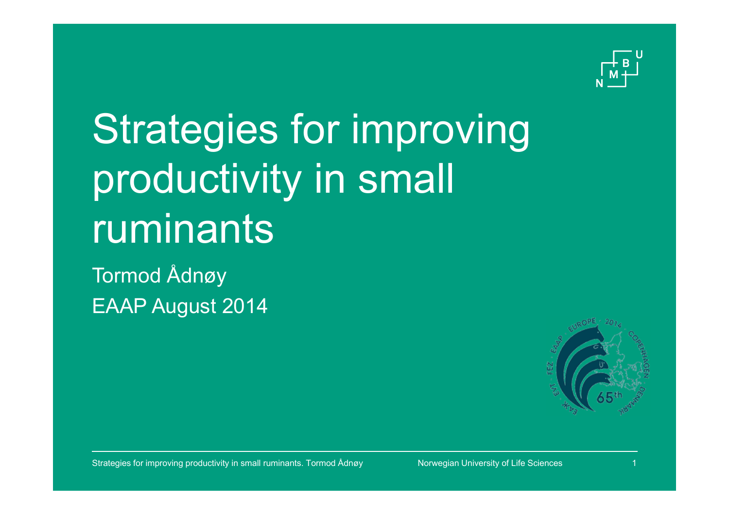# Strategies for improving productivity in small ruminants

Tormod Ådnøy

EAAP August 2014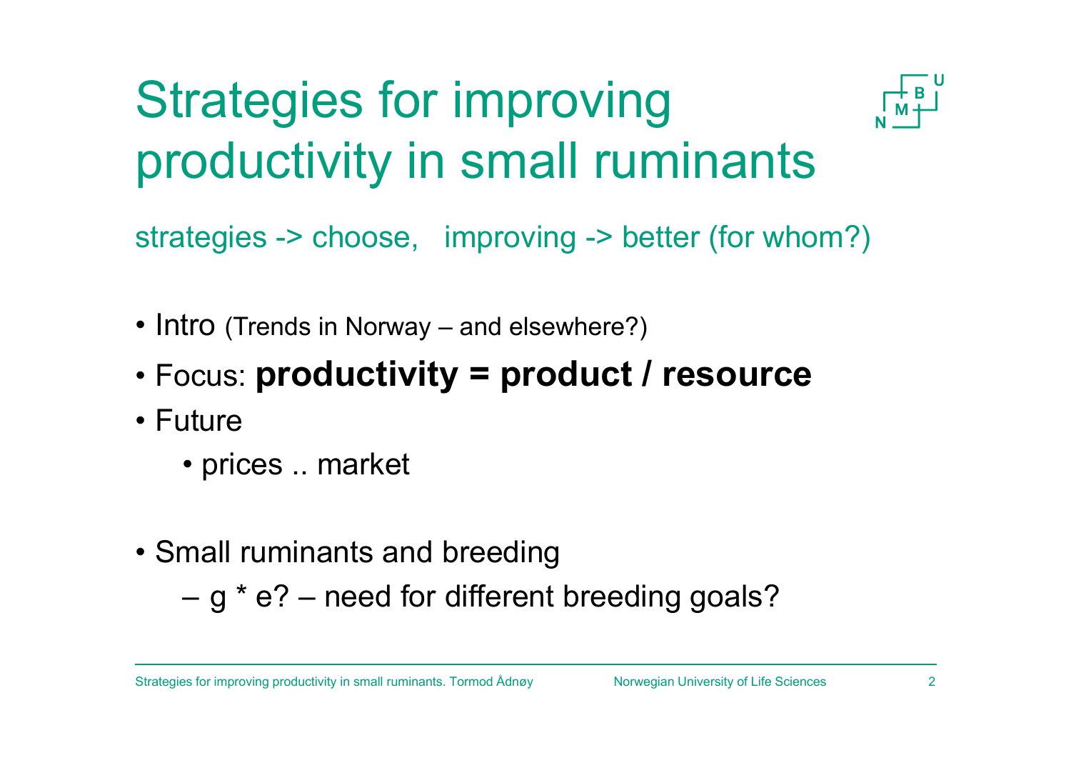# Strategies for improving productivity in small ruminants

strategies -> choose, improving -> better (for whom?)

- Intro (Trends in Norway – and elsewhere?)
- Focus: **productivity = product / resource**
- Future
  - prices .. market

- Small ruminants and breeding
  - g * e? – need for different breeding goals?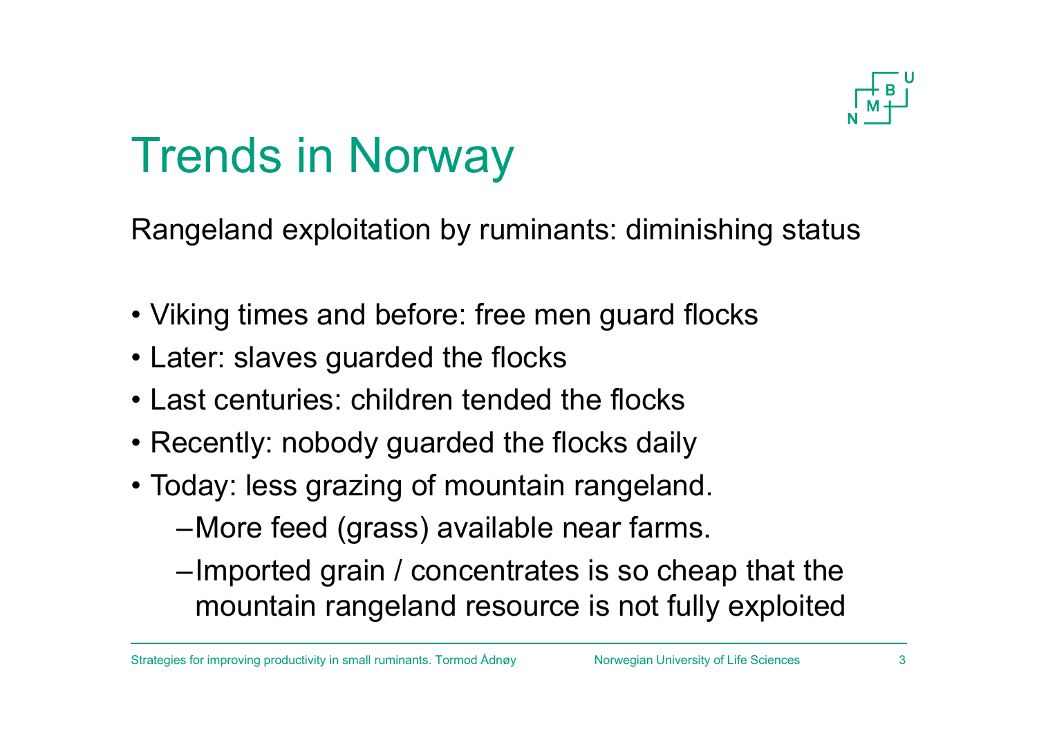# Trends in Norway

Rangeland exploitation by ruminants: diminishing status

- Viking times and before: free men guard flocks
- Later: slaves guarded the flocks
- Last centuries: children tended the flocks
- Recently: nobody guarded the flocks daily
- Today: less grazing of mountain rangeland.
  - More feed (grass) available near farms.
  - Imported grain / concentrates is so cheap that the mountain rangeland resource is not fully exploited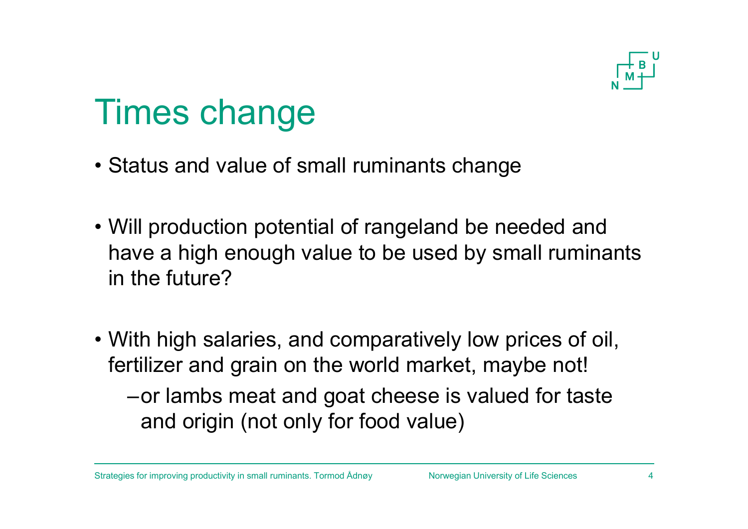# Times change

- Status and value of small ruminants change

- Will production potential of rangeland be needed and have a high enough value to be used by small ruminants in the future?

- With high salaries, and comparatively low prices of oil, fertilizer and grain on the world market, maybe not!
  - or lambs meat and goat cheese is valued for taste and origin (not only for food value)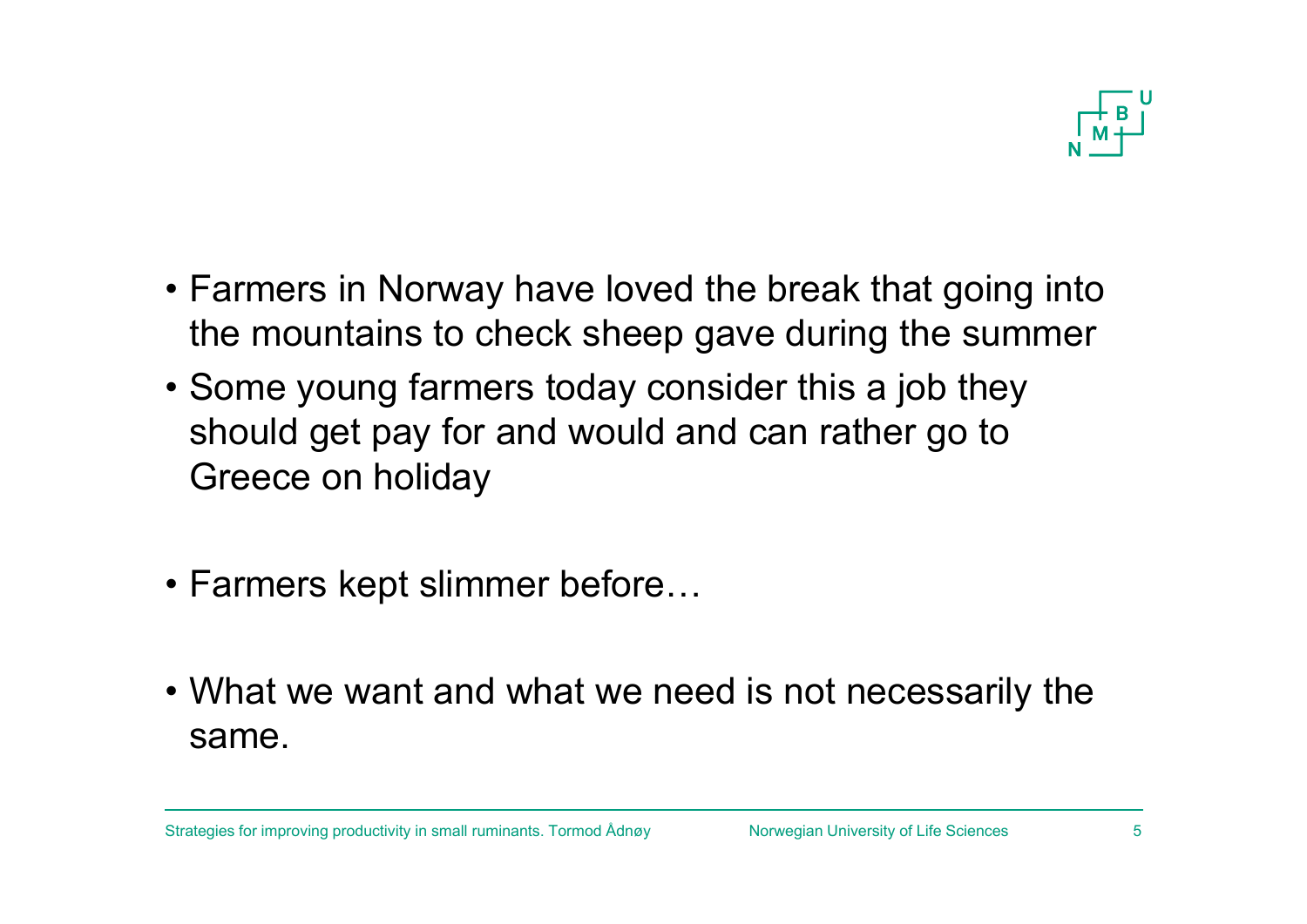- Farmers in Norway have loved the break that going into the mountains to check sheep gave during the summer
- Some young farmers today consider this a job they should get pay for and would and can rather go to Greece on holiday

- Farmers kept slimmer before…

- What we want and what we need is not necessarily the same.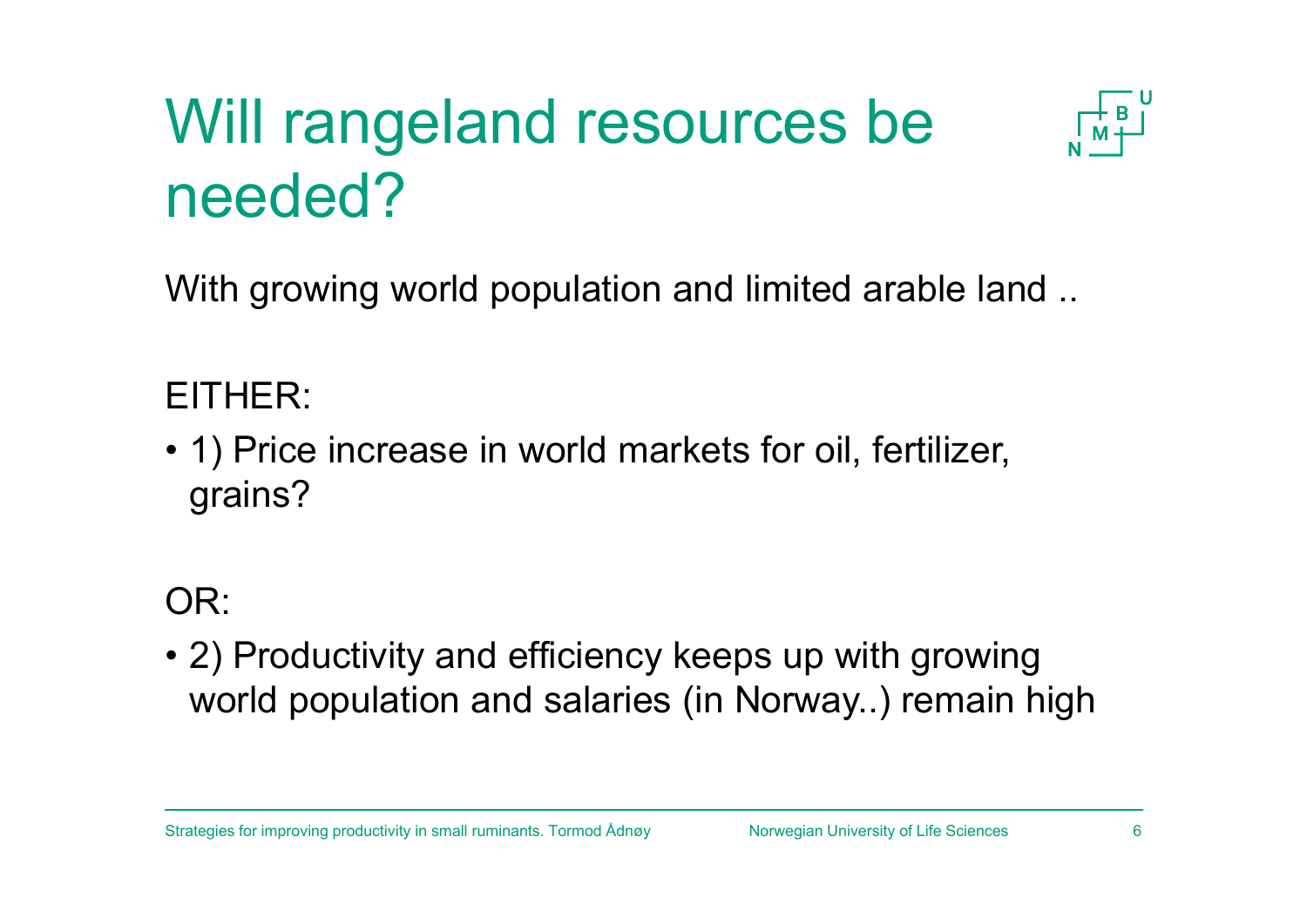# Will rangeland resources be needed?

With growing world population and limited arable land ..

EITHER:

- 1) Price increase in world markets for oil, fertilizer, grains?

OR:

- 2) Productivity and efficiency keeps up with growing world population and salaries (in Norway..) remain high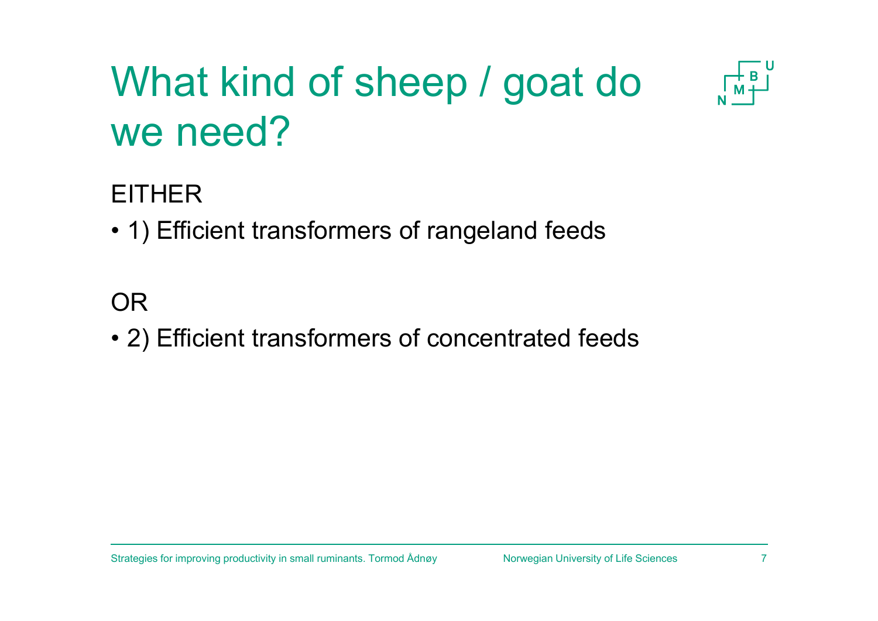# What kind of sheep / goat do we need?

EITHER

- 1) Efficient transformers of rangeland feeds

OR

- 2) Efficient transformers of concentrated feeds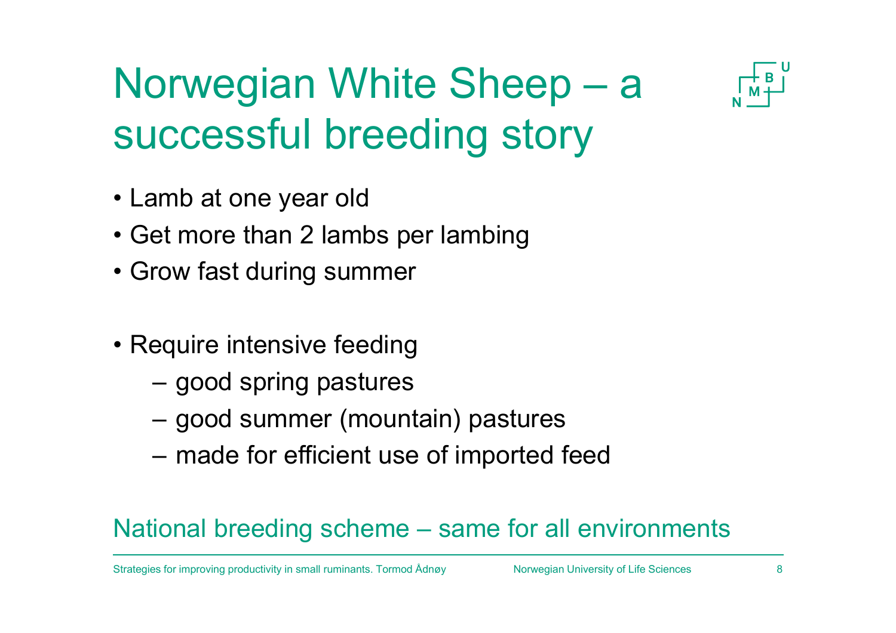# Norwegian White Sheep – a successful breeding story

- Lamb at one year old
- Get more than 2 lambs per lambing
- Grow fast during summer

- Require intensive feeding
  - good spring pastures
  - good summer (mountain) pastures
  - made for efficient use of imported feed

National breeding scheme – same for all environments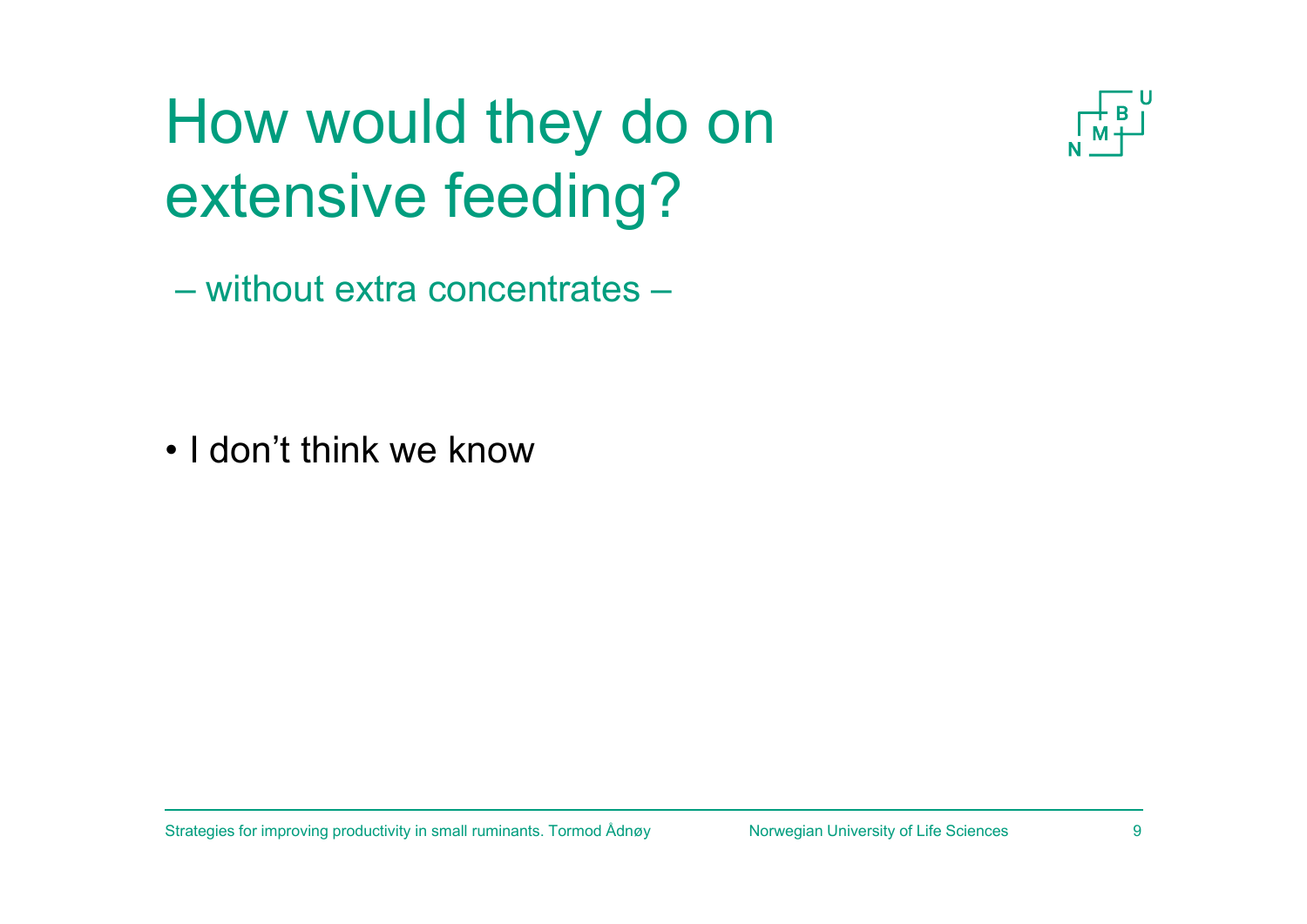# How would they do on extensive feeding?

– without extra concentrates –

- I don't think we know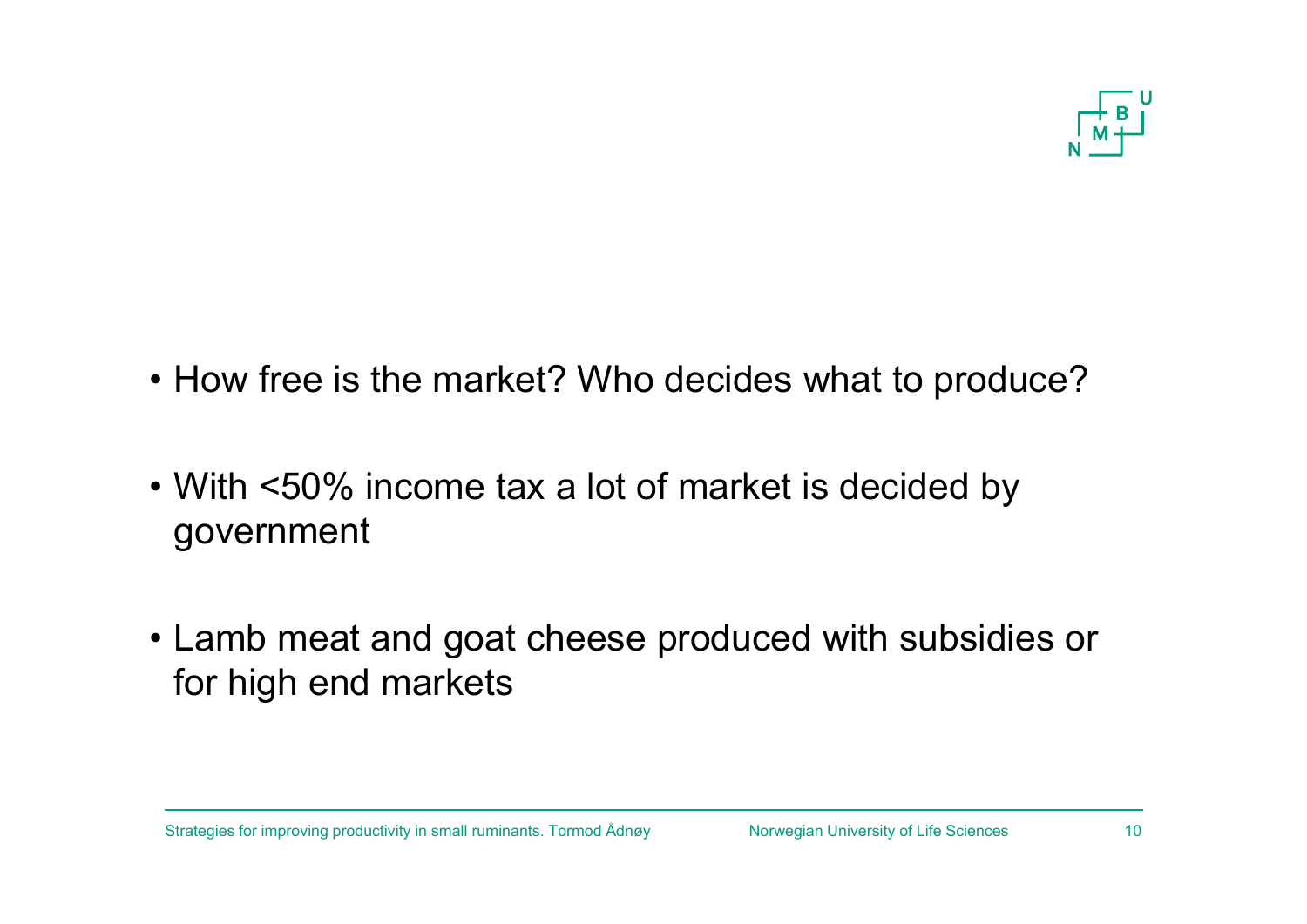- How free is the market? Who decides what to produce?
- With <50% income tax a lot of market is decided by government
- Lamb meat and goat cheese produced with subsidies or for high end markets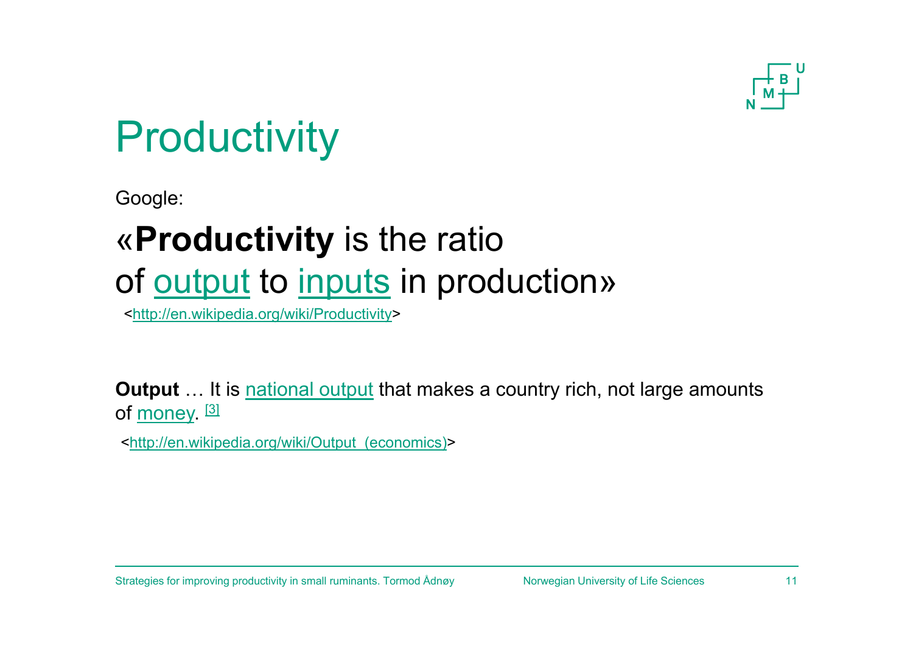# Productivity

Google:

## «**Productivity** is the ratio of output to inputs in production»

<http://en.wikipedia.org/wiki/Productivity>

**Output** … It is national output that makes a country rich, not large amounts of money. [3]

<http://en.wikipedia.org/wiki/Output_(economics)>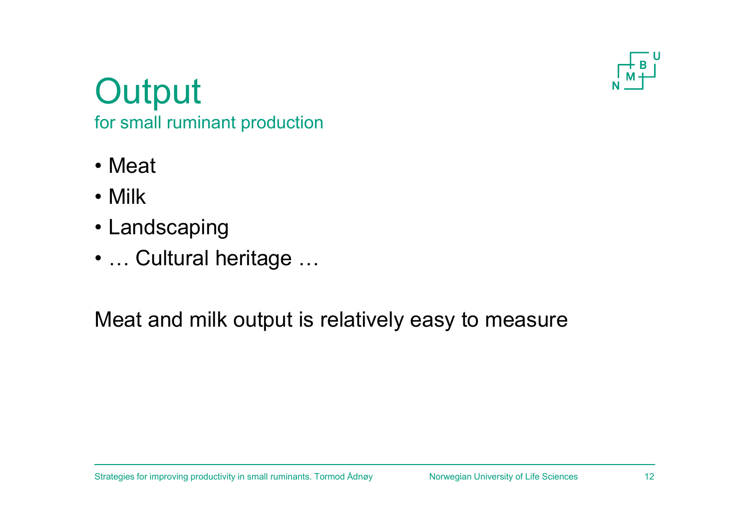# Output

## for small ruminant production

- Meat
- Milk
- Landscaping
- … Cultural heritage …

Meat and milk output is relatively easy to measure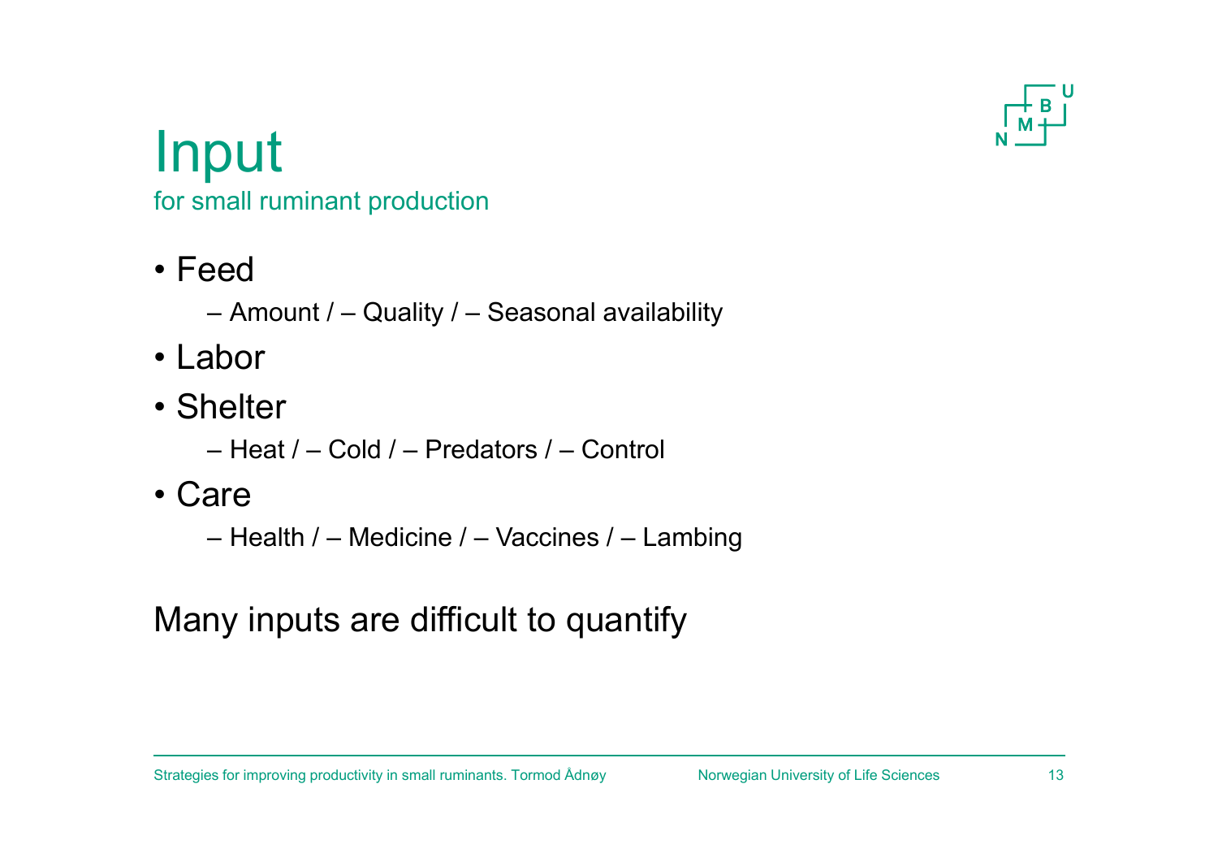# Input

## for small ruminant production

- Feed
  - – Amount / – Quality / – Seasonal availability
- Labor
- Shelter
  - – Heat / – Cold / – Predators / – Control
- Care
  - – Health / – Medicine / – Vaccines / – Lambing

Many inputs are difficult to quantify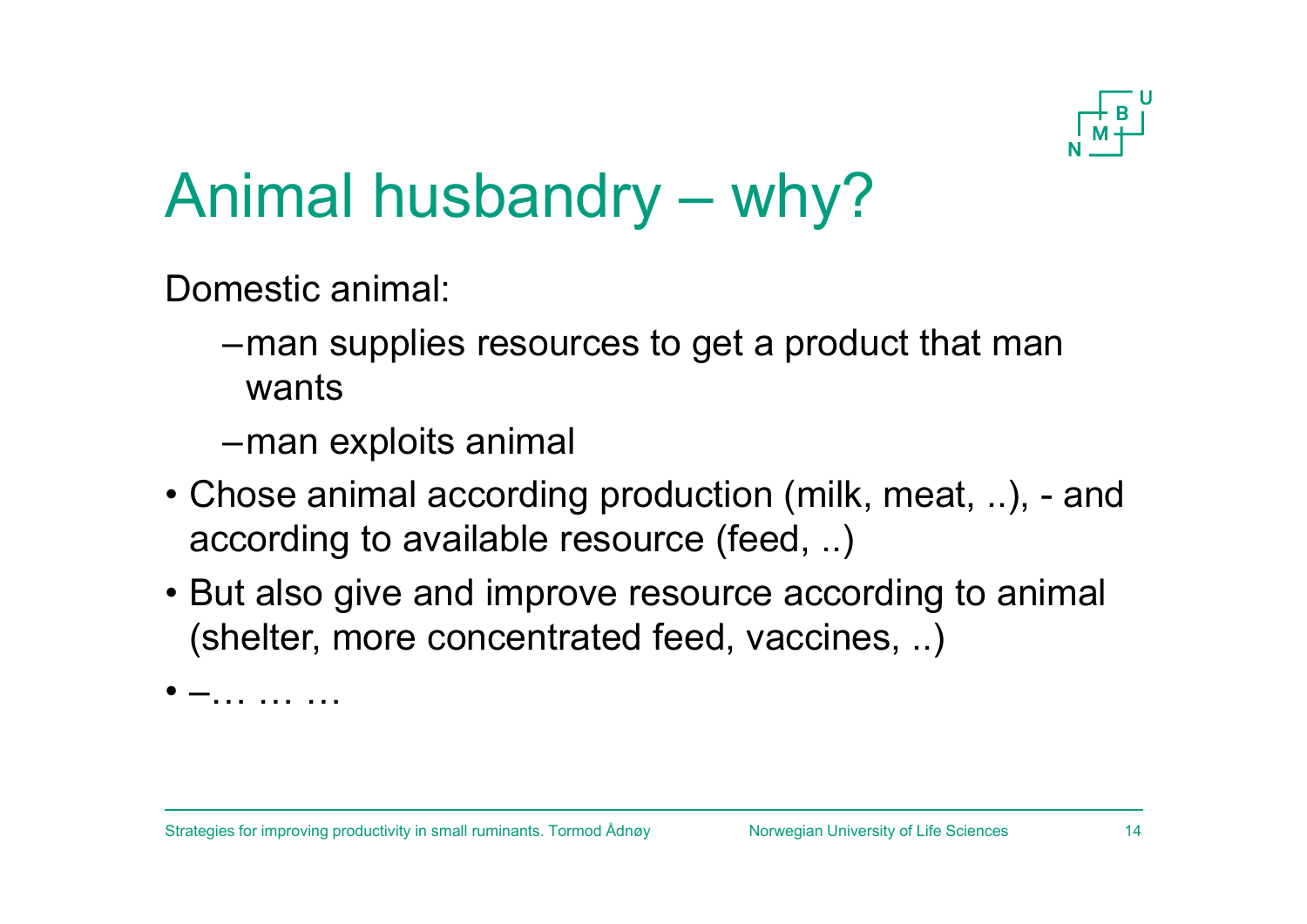# Animal husbandry – why?

Domestic animal:

- –man supplies resources to get a product that man wants
- –man exploits animal

- Chose animal according production (milk, meat, ..), - and according to available resource (feed, ..)
- But also give and improve resource according to animal (shelter, more concentrated feed, vaccines, ..)
- –… … …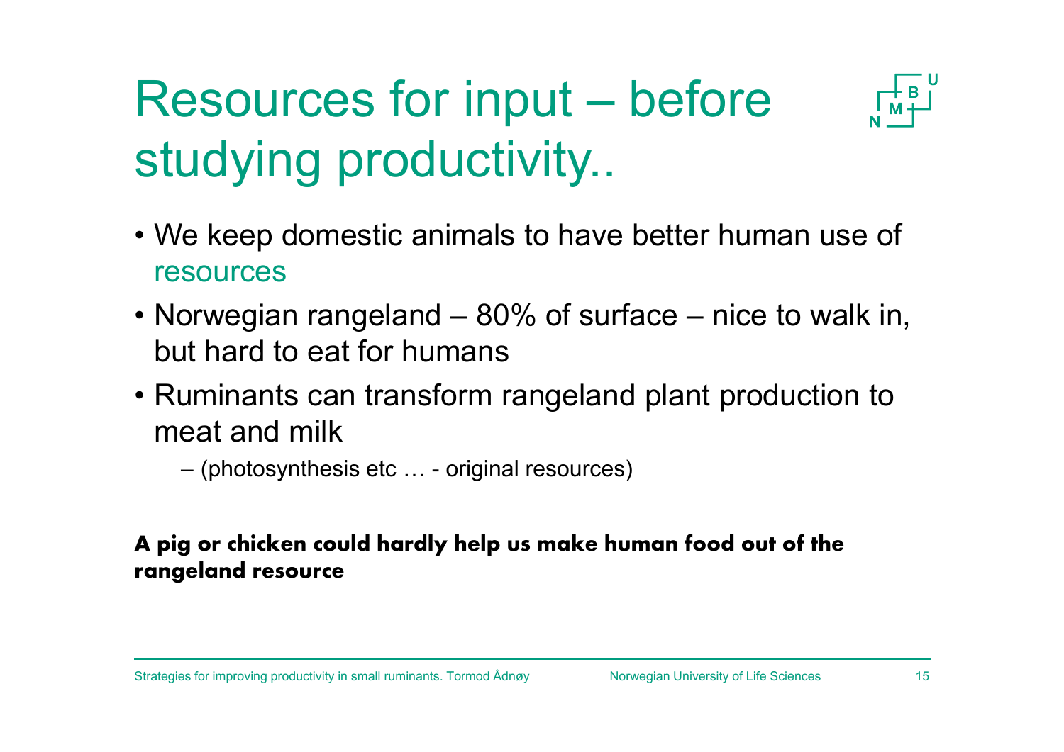# Resources for input – before studying productivity..

- We keep domestic animals to have better human use of resources
- Norwegian rangeland – 80% of surface – nice to walk in, but hard to eat for humans
- Ruminants can transform rangeland plant production to meat and milk
  - (photosynthesis etc … - original resources)

**A pig or chicken could hardly help us make human food out of the rangeland resource**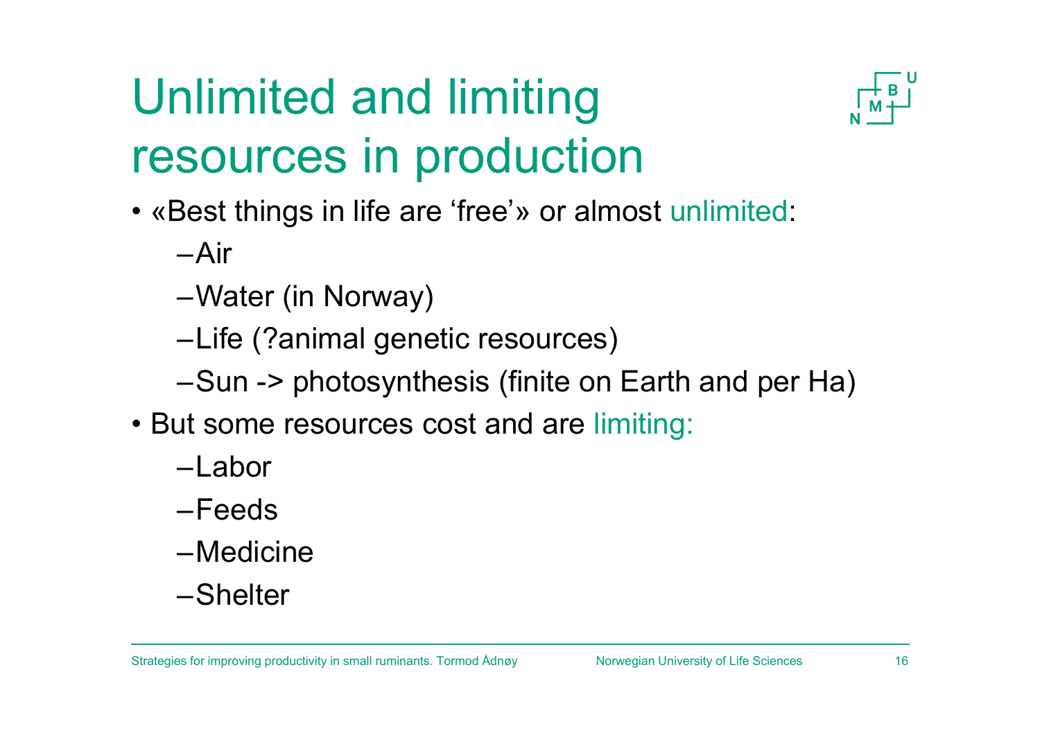# Unlimited and limiting resources in production

- «Best things in life are 'free'» or almost unlimited:
  - Air
  - Water (in Norway)
  - Life (?animal genetic resources)
  - Sun -> photosynthesis (finite on Earth and per Ha)
- But some resources cost and are limiting:
  - Labor
  - Feeds
  - Medicine
  - Shelter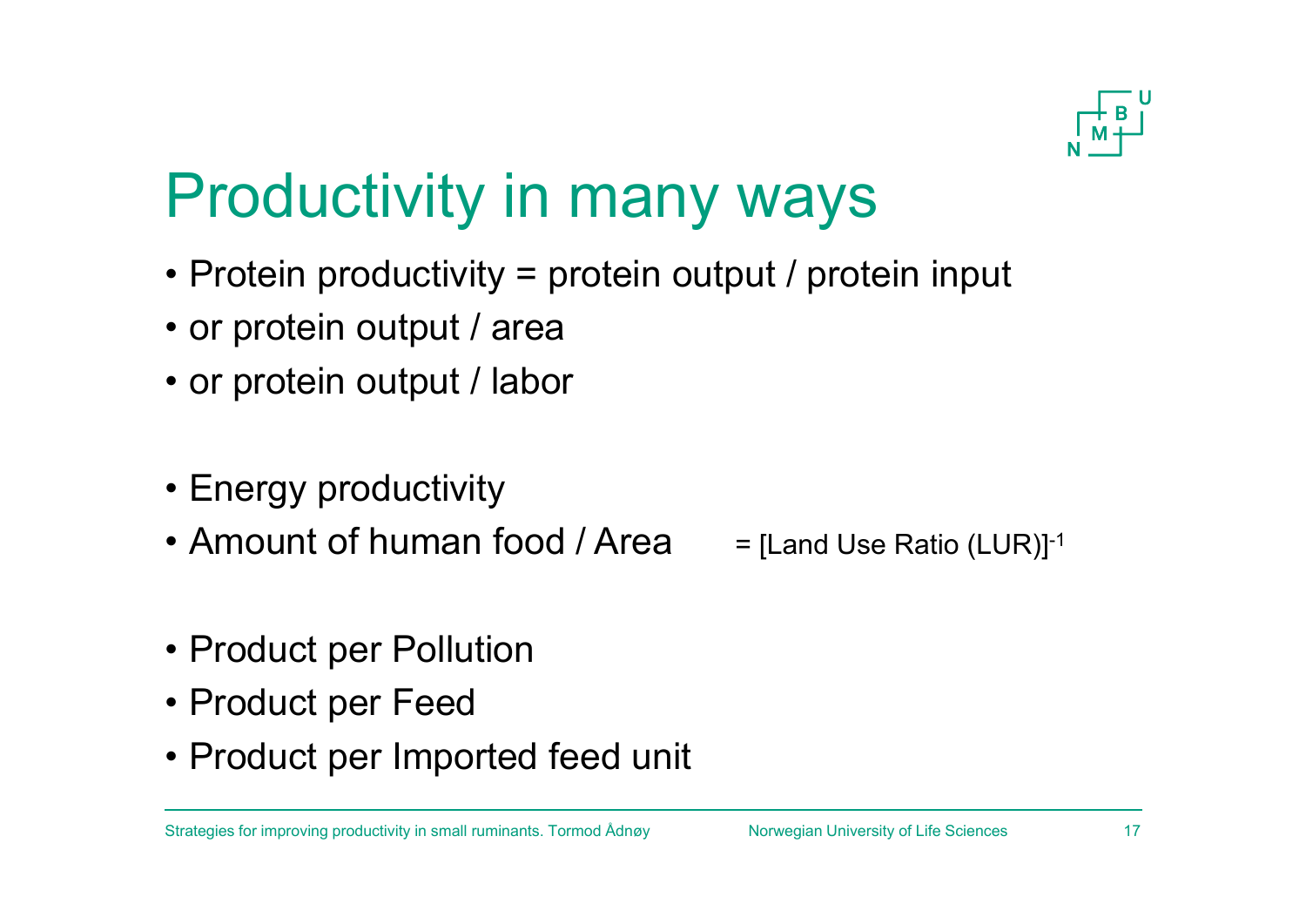# Productivity in many ways

- Protein productivity = protein output / protein input
- or protein output / area
- or protein output / labor

- Energy productivity
- Amount of human food / Area = $[\text{Land Use Ratio (LUR)}]^{-1}$

- Product per Pollution
- Product per Feed
- Product per Imported feed unit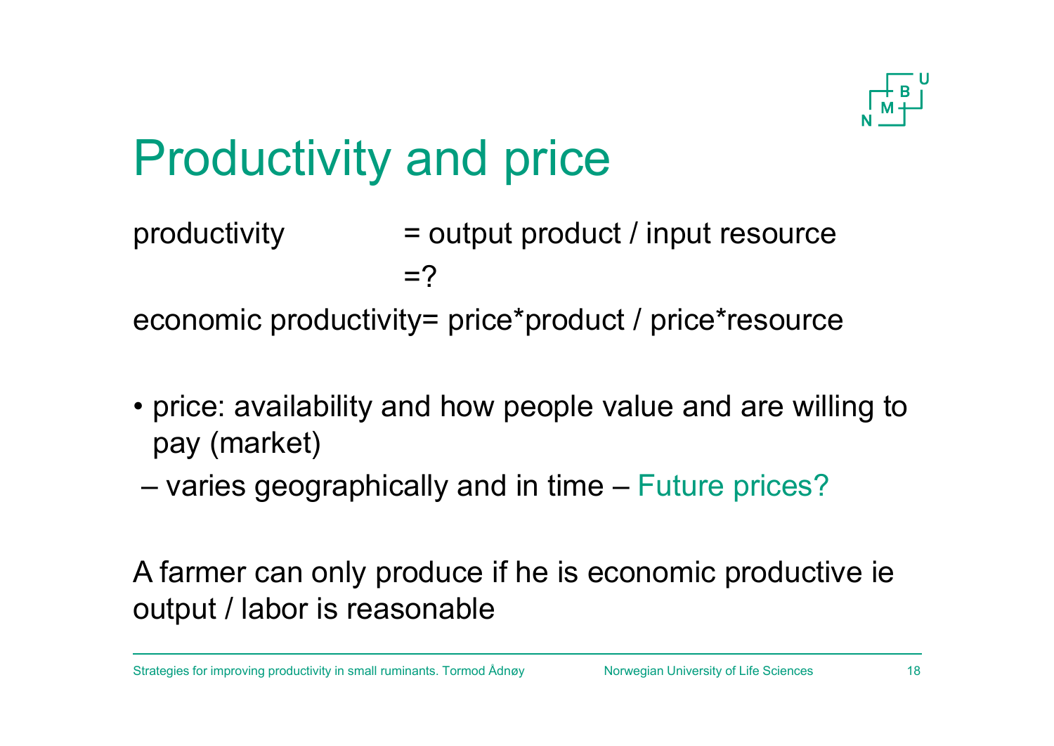# Productivity and price

productivity = output product / input resource

=?

economic productivity= price*product / price*resource

- price: availability and how people value and are willing to pay (market)
  – varies geographically and in time – Future prices?

A farmer can only produce if he is economic productive ie output / labor is reasonable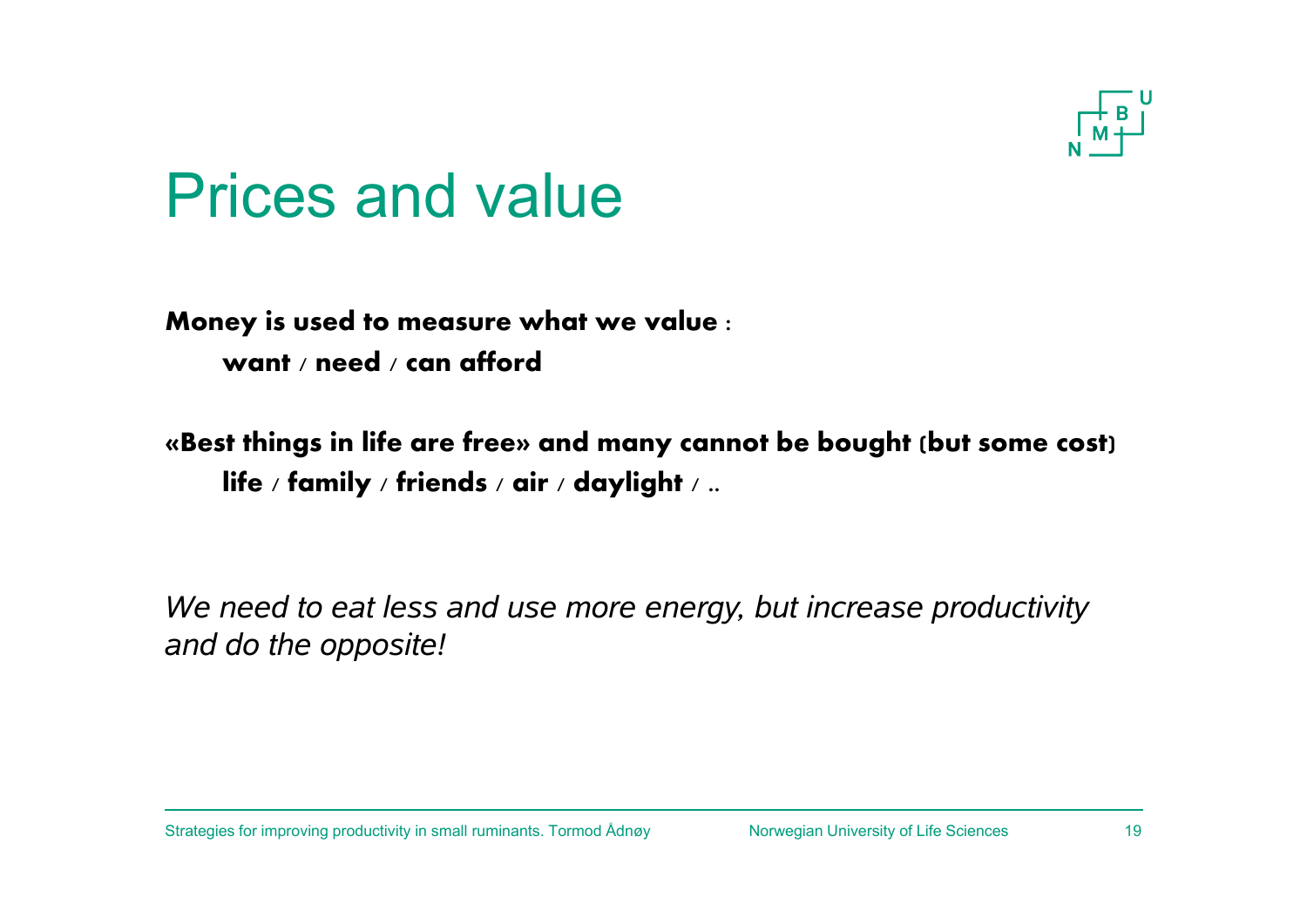# Prices and value

**Money is used to measure what we value :**

**want / need / can afford**

**«Best things in life are free» and many cannot be bought (but some cost)**

**life / family / friends / air / daylight / ..**

*We need to eat less and use more energy, but increase productivity and do the opposite!*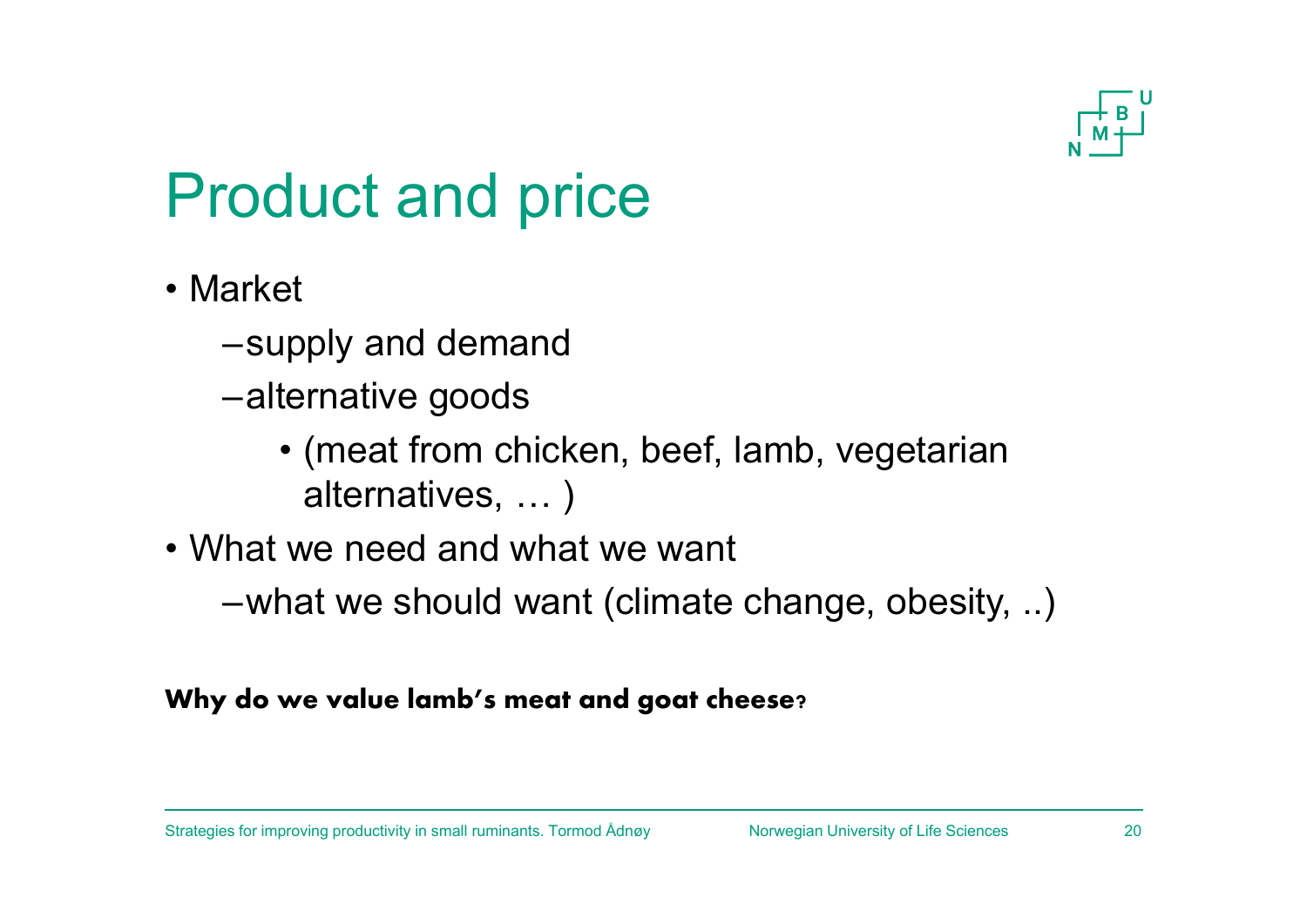# Product and price

- Market
  - supply and demand
  - alternative goods
    - (meat from chicken, beef, lamb, vegetarian alternatives, … )
- What we need and what we want
  - what we should want (climate change, obesity, ..)

**Why do we value lamb's meat and goat cheese?**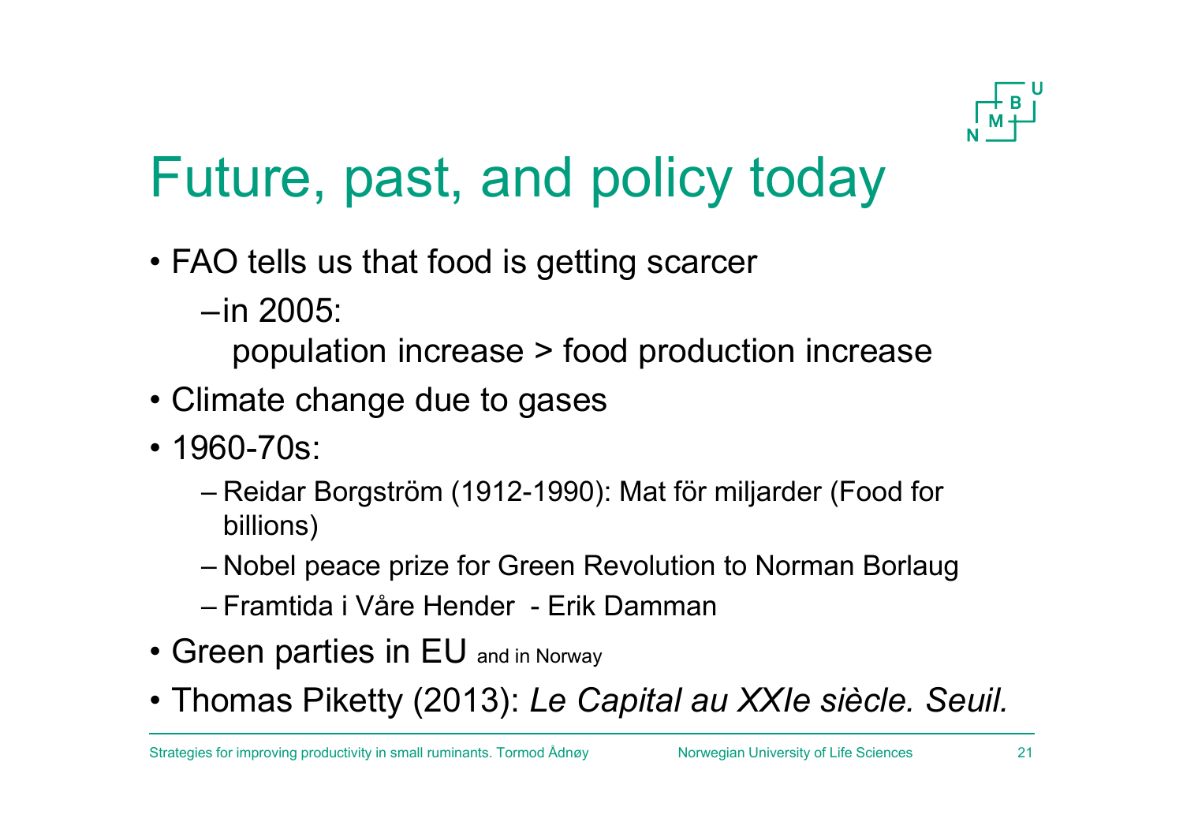# Future, past, and policy today

- FAO tells us that food is getting scarcer
  - in 2005:
    population increase > food production increase
- Climate change due to gases
- 1960-70s:
  - Reidar Borgström (1912-1990): Mat för miljarder (Food for billions)
  - Nobel peace prize for Green Revolution to Norman Borlaug
  - Framtida i Våre Hender - Erik Damman
- Green parties in EU and in Norway
- Thomas Piketty (2013): *Le Capital au XXIe siècle. Seuil.*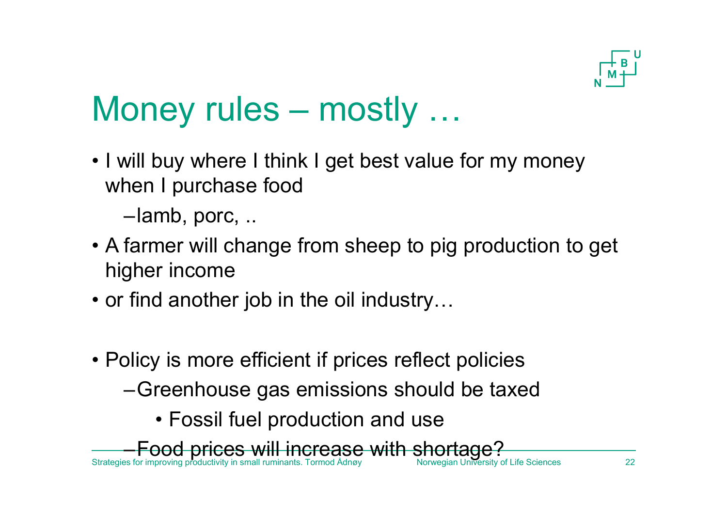# Money rules – mostly …

- I will buy where I think I get best value for my money when I purchase food
  - lamb, porc, ..
- A farmer will change from sheep to pig production to get higher income
- or find another job in the oil industry…

- Policy is more efficient if prices reflect policies
  - Greenhouse gas emissions should be taxed
    - Fossil fuel production and use
  - Food prices will increase with shortage?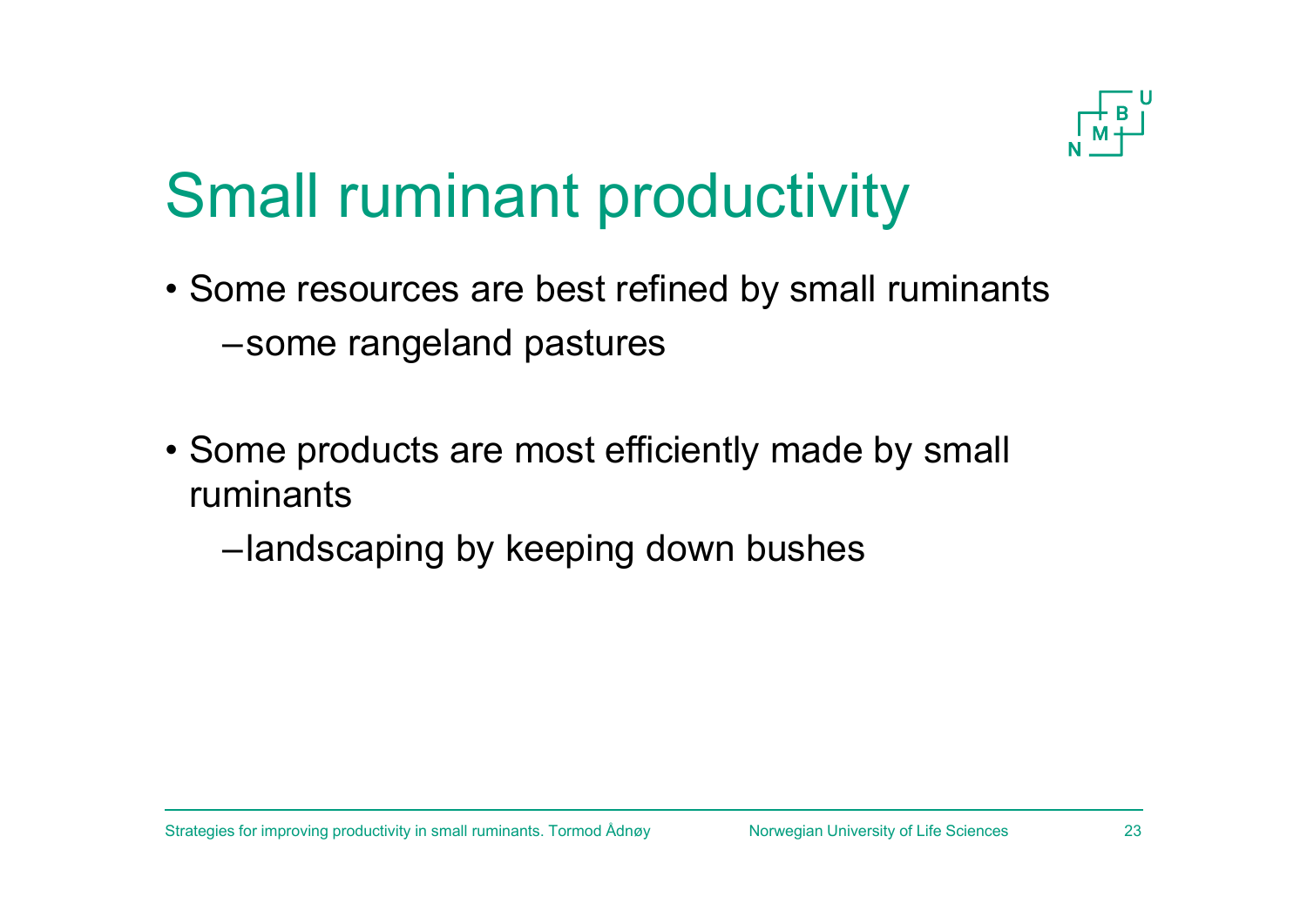# Small ruminant productivity

- Some resources are best refined by small ruminants
  - some rangeland pastures

- Some products are most efficiently made by small ruminants
  - landscaping by keeping down bushes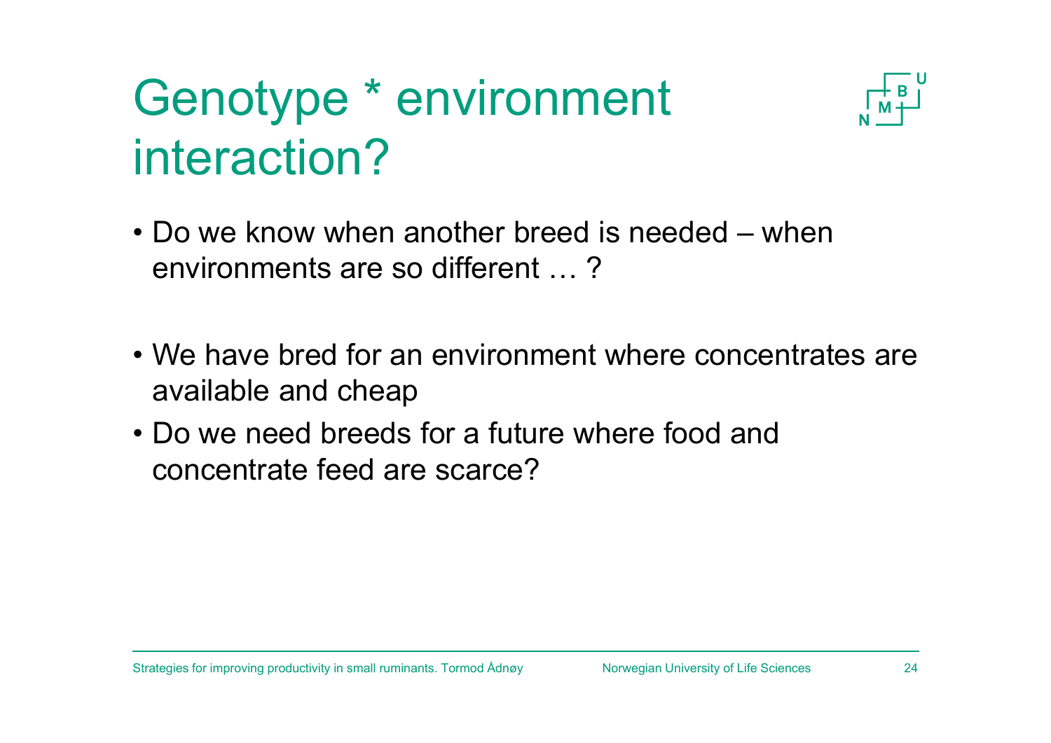# Genotype * environment interaction?

- Do we know when another breed is needed – when environments are so different … ?

- We have bred for an environment where concentrates are available and cheap
- Do we need breeds for a future where food and concentrate feed are scarce?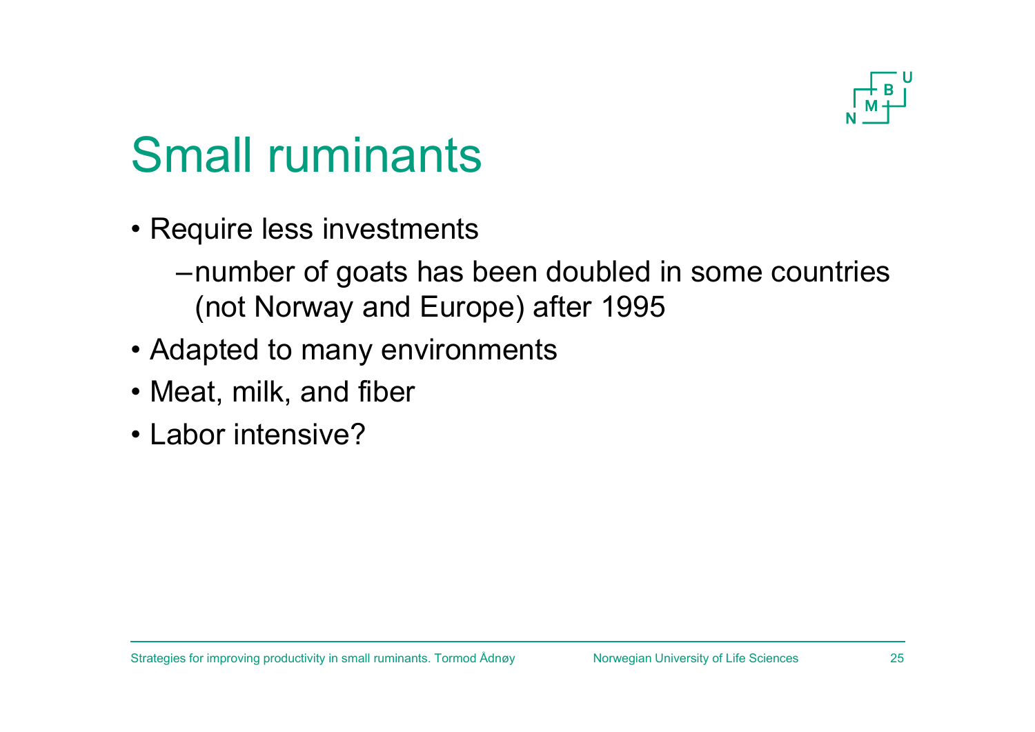# Small ruminants

- Require less investments
  - number of goats has been doubled in some countries (not Norway and Europe) after 1995
- Adapted to many environments
- Meat, milk, and fiber
- Labor intensive?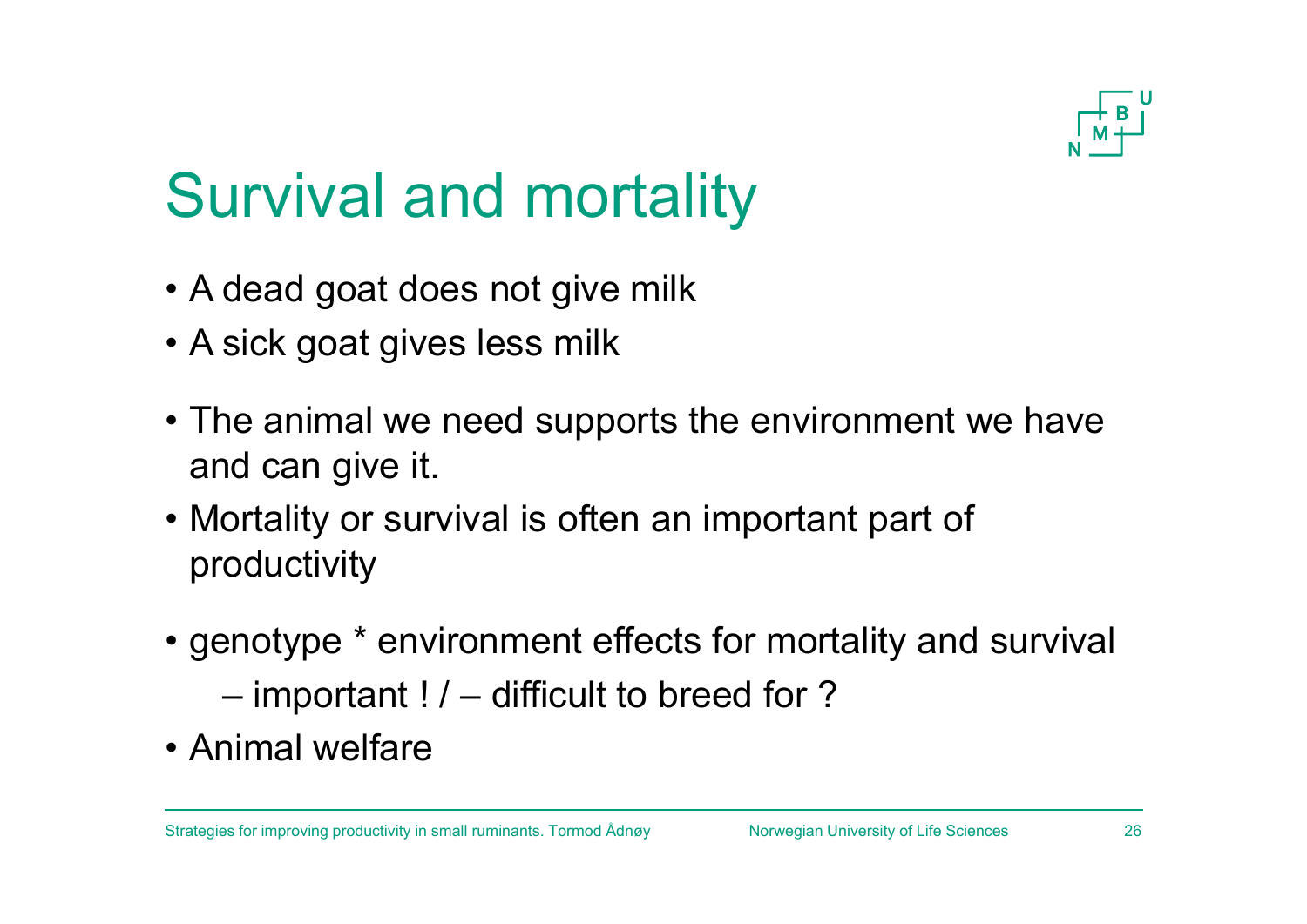# Survival and mortality

- A dead goat does not give milk
- A sick goat gives less milk
- The animal we need supports the environment we have and can give it.
- Mortality or survival is often an important part of productivity
- genotype * environment effects for mortality and survival
  - important ! / – difficult to breed for ?
- Animal welfare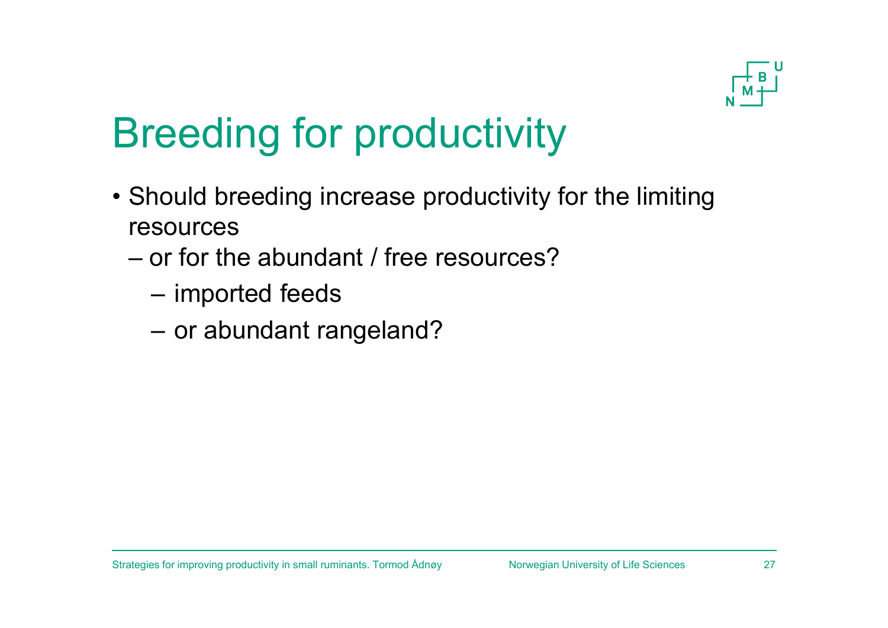# Breeding for productivity

- Should breeding increase productivity for the limiting resources
  - or for the abundant / free resources?
    - imported feeds
    - or abundant rangeland?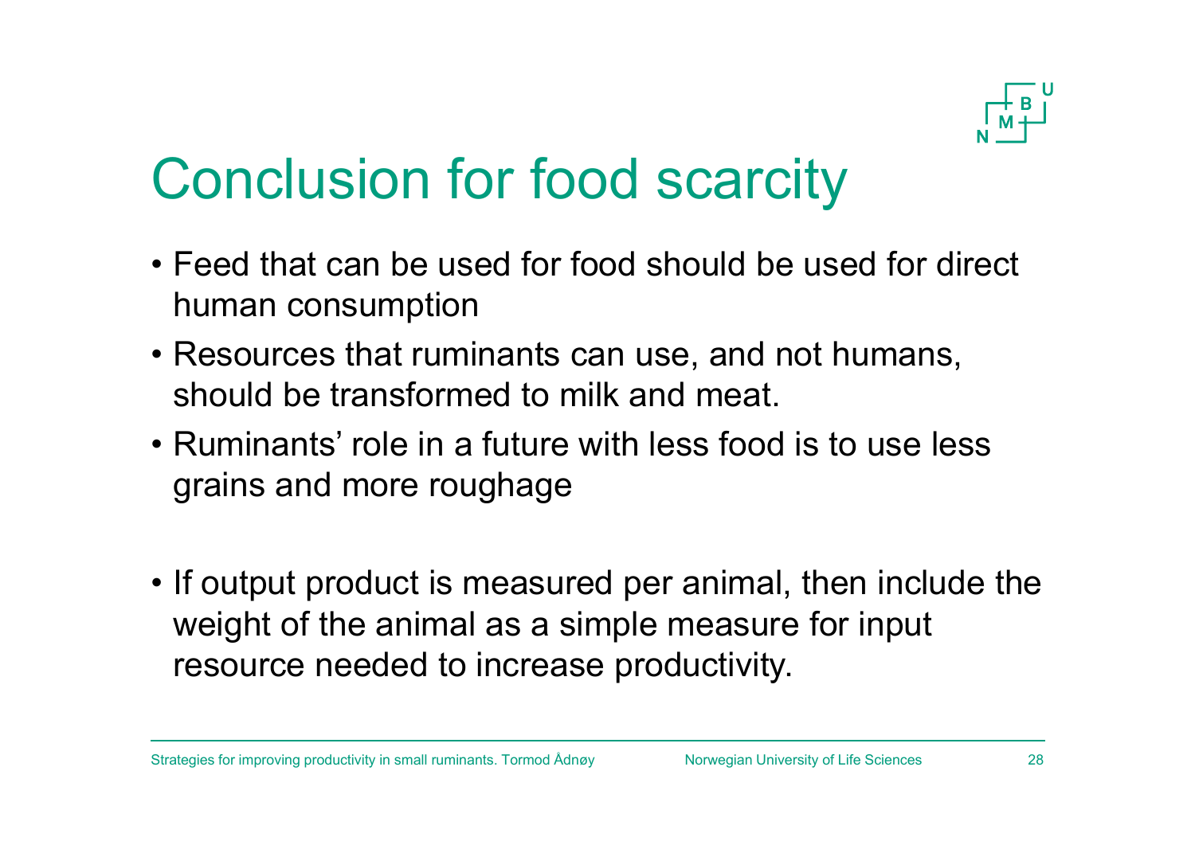# Conclusion for food scarcity

- Feed that can be used for food should be used for direct human consumption
- Resources that ruminants can use, and not humans, should be transformed to milk and meat.
- Ruminants' role in a future with less food is to use less grains and more roughage

- If output product is measured per animal, then include the weight of the animal as a simple measure for input resource needed to increase productivity.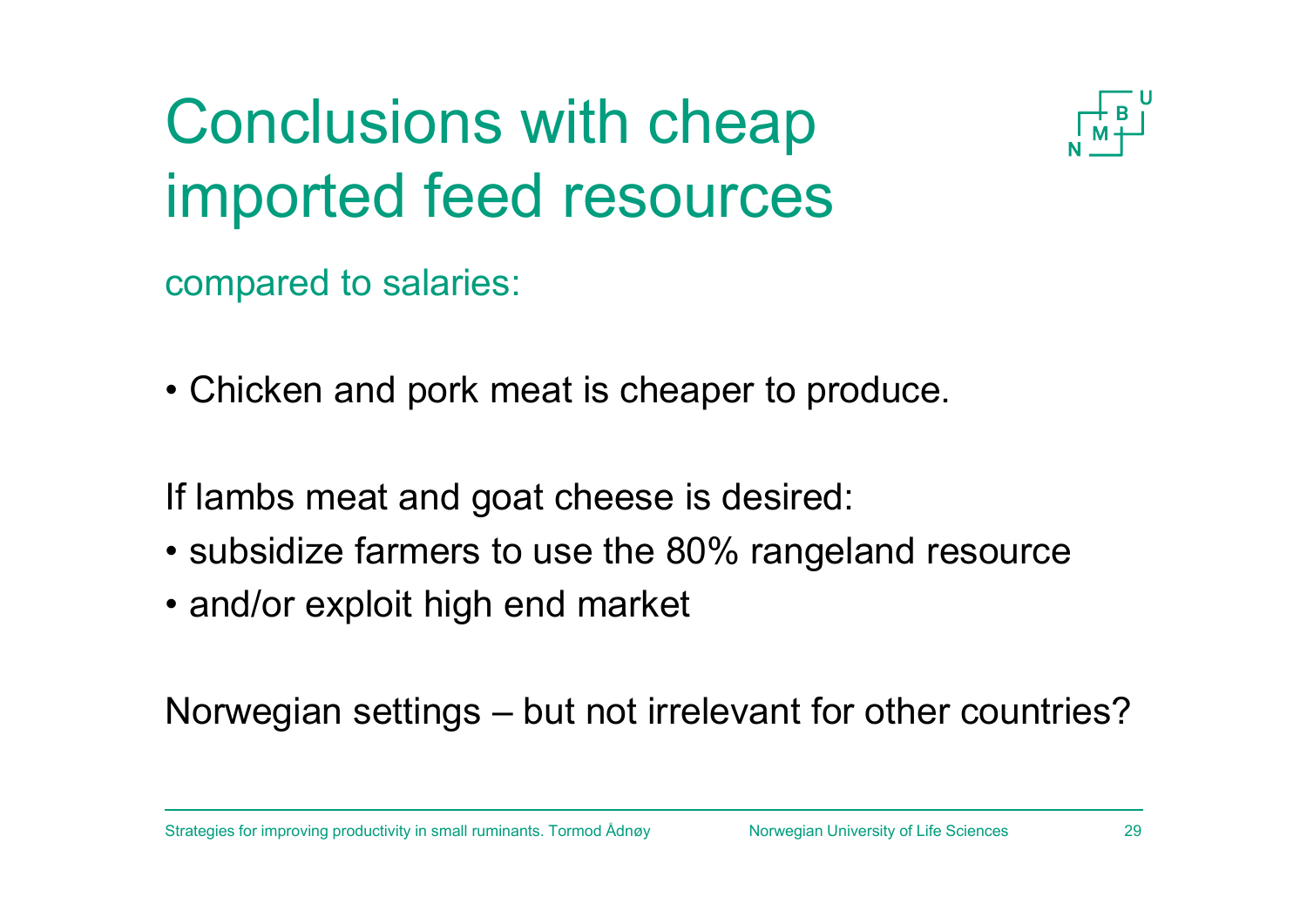# Conclusions with cheap imported feed resources

compared to salaries:

- Chicken and pork meat is cheaper to produce.

If lambs meat and goat cheese is desired:

- subsidize farmers to use the 80% rangeland resource
- and/or exploit high end market

Norwegian settings – but not irrelevant for other countries?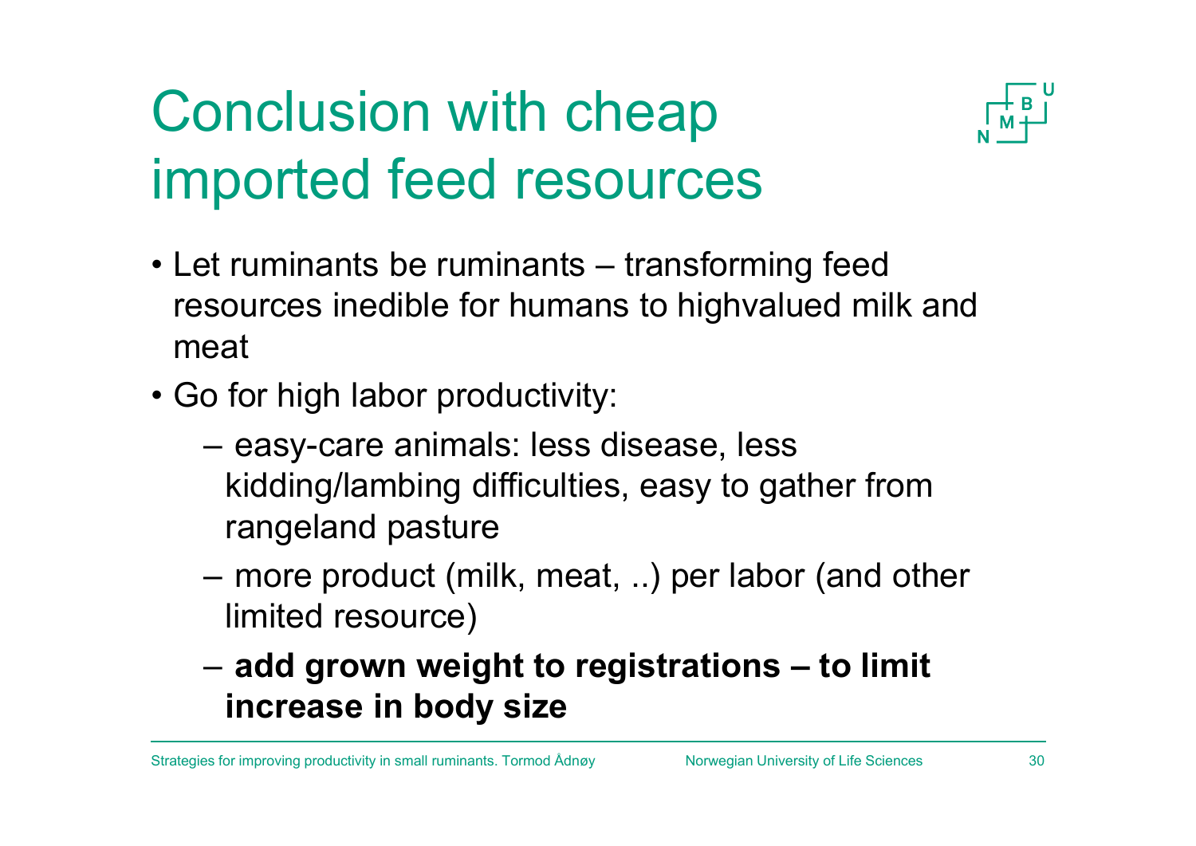# Conclusion with cheap imported feed resources

- Let ruminants be ruminants – transforming feed resources inedible for humans to highvalued milk and meat
- Go for high labor productivity:
  - easy-care animals: less disease, less kidding/lambing difficulties, easy to gather from rangeland pasture
  - more product (milk, meat, ..) per labor (and other limited resource)
  - **add grown weight to registrations – to limit increase in body size**